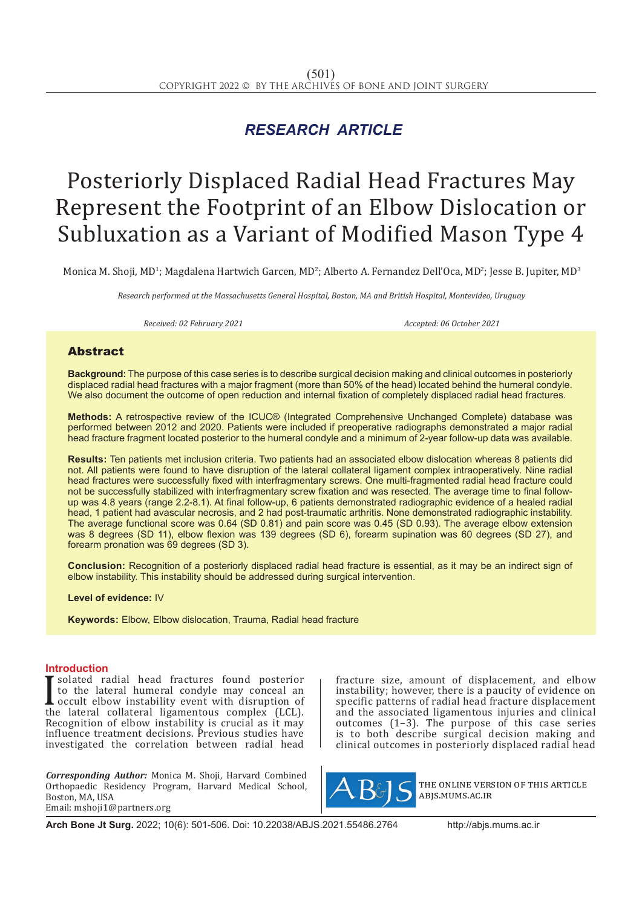*RESEARCH ARTICLE*

# Posteriorly Displaced Radial Head Fractures May Represent the Footprint of an Elbow Dislocation or Subluxation as a Variant of Modified Mason Type 4

Monica M. Shoji, MD[1]; Magdalena Hartwich Garcen, MD[2]; Alberto A. Fernandez Dell'Oca, MD[2]; Jesse B. Jupiter, MD[3]

*Research performed at the Massachusetts General Hospital, Boston, MA and British Hospital, Montevideo, Uruguay*

*Received: 02 February 2021* *Accepted: 06 October 2021*

## Abstract

**Background:** The purpose of this case series is to describe surgical decision making and clinical outcomes in posteriorly displaced radial head fractures with a major fragment (more than 50% of the head) located behind the humeral condyle. We also document the outcome of open reduction and internal fixation of completely displaced radial head fractures.

**Methods:** A retrospective review of the ICUC® (Integrated Comprehensive Unchanged Complete) database was performed between 2012 and 2020. Patients were included if preoperative radiographs demonstrated a major radial head fracture fragment located posterior to the humeral condyle and a minimum of 2-year follow-up data was available.

**Results:** Ten patients met inclusion criteria. Two patients had an associated elbow dislocation whereas 8 patients did not. All patients were found to have disruption of the lateral collateral ligament complex intraoperatively. Nine radial head fractures were successfully fixed with interfragmentary screws. One multi-fragmented radial head fracture could not be successfully stabilized with interfragmentary screw fixation and was resected. The average time to final follow-up was 4.8 years (range 2.2-8.1). At final follow-up, 6 patients demonstrated radiographic evidence of a healed radial head, 1 patient had avascular necrosis, and 2 had post-traumatic arthritis. None demonstrated radiographic instability. The average functional score was 0.64 (SD 0.81) and pain score was 0.45 (SD 0.93). The average elbow extension was 8 degrees (SD 11), elbow flexion was 139 degrees (SD 6), forearm supination was 60 degrees (SD 27), and forearm pronation was 69 degrees (SD 3).

**Conclusion:** Recognition of a posteriorly displaced radial head fracture is essential, as it may be an indirect sign of elbow instability. This instability should be addressed during surgical intervention.

**Level of evidence:** IV

**Keywords:** Elbow, Elbow dislocation, Trauma, Radial head fracture

## Introduction

Isolated radial head fractures found posterior to the lateral humeral condyle may conceal an occult elbow instability event with disruption of the lateral collateral ligamentous complex (LCL). Recognition of elbow instability is crucial as it may influence treatment decisions. Previous studies have investigated the correlation between radial head fracture size, amount of displacement, and elbow instability; however, there is a paucity of evidence on specific patterns of radial head fracture displacement and the associated ligamentous injuries and clinical outcomes (1–3). The purpose of this case series is to both describe surgical decision making and clinical outcomes in posteriorly displaced radial head

*Corresponding Author:* Monica M. Shoji, Harvard Combined Orthopaedic Residency Program, Harvard Medical School, Boston, MA, USA
Email: mshoji1@partners.org

THE ONLINE VERSION OF THIS ARTICLE ABJS.MUMS.AC.IR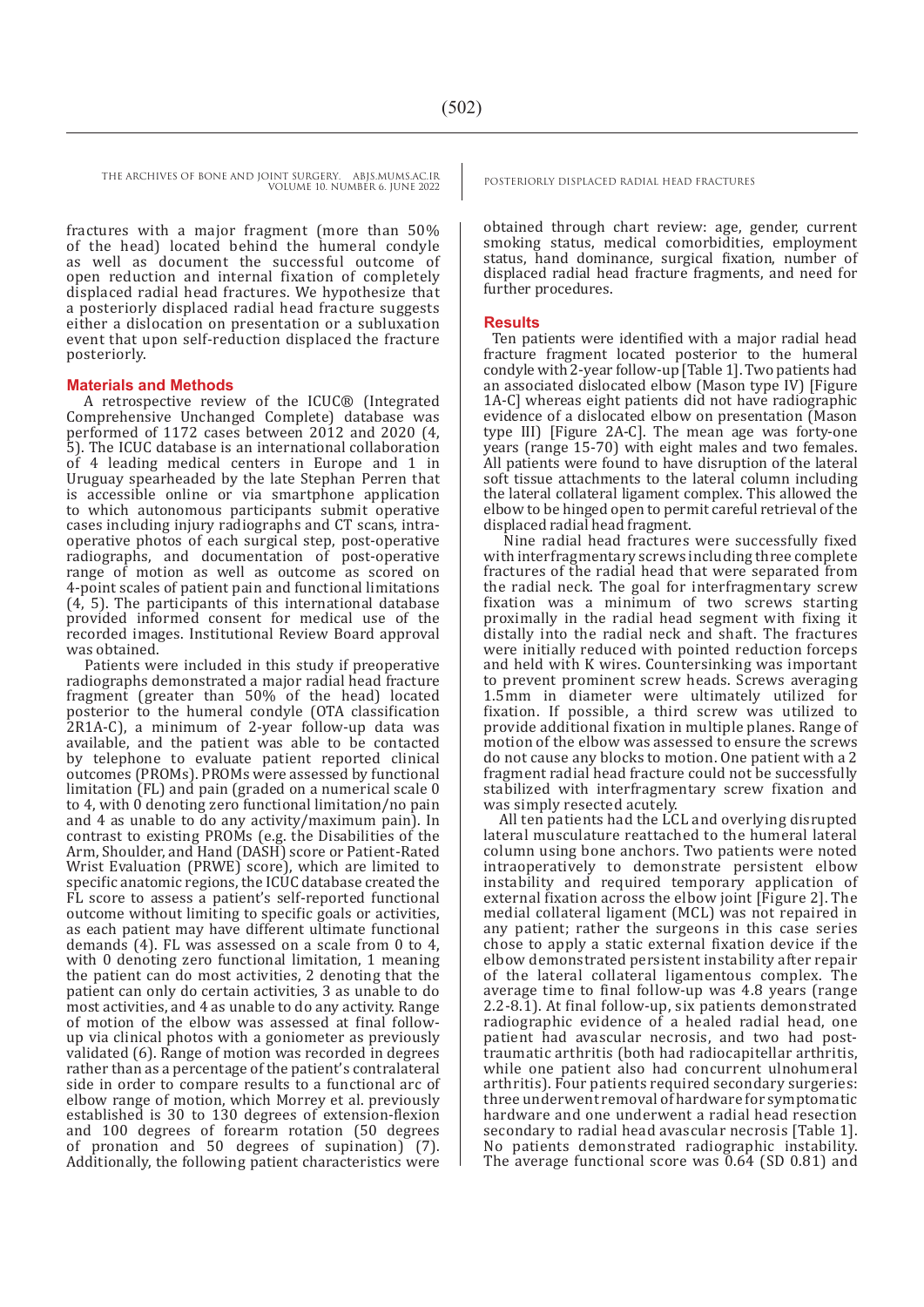fractures with a major fragment (more than 50% of the head) located behind the humeral condyle as well as document the successful outcome of open reduction and internal fixation of completely displaced radial head fractures. We hypothesize that a posteriorly displaced radial head fracture suggests either a dislocation on presentation or a subluxation event that upon self-reduction displaced the fracture posteriorly.

## Materials and Methods

A retrospective review of the ICUC® (Integrated Comprehensive Unchanged Complete) database was performed of 1172 cases between 2012 and 2020 (4, 5). The ICUC database is an international collaboration of 4 leading medical centers in Europe and 1 in Uruguay spearheaded by the late Stephan Perren that is accessible online or via smartphone application to which autonomous participants submit operative cases including injury radiographs and CT scans, intra-operative photos of each surgical step, post-operative radiographs, and documentation of post-operative range of motion as well as outcome as scored on 4-point scales of patient pain and functional limitations (4, 5). The participants of this international database provided informed consent for medical use of the recorded images. Institutional Review Board approval was obtained.

Patients were included in this study if preoperative radiographs demonstrated a major radial head fracture fragment (greater than 50% of the head) located posterior to the humeral condyle (OTA classification 2R1A-C), a minimum of 2-year follow-up data was available, and the patient was able to be contacted by telephone to evaluate patient reported clinical outcomes (PROMs). PROMs were assessed by functional limitation (FL) and pain (graded on a numerical scale 0 to 4, with 0 denoting zero functional limitation/no pain and 4 as unable to do any activity/maximum pain). In contrast to existing PROMs (e.g. the Disabilities of the Arm, Shoulder, and Hand (DASH) score or Patient-Rated Wrist Evaluation (PRWE) score), which are limited to specific anatomic regions, the ICUC database created the FL score to assess a patient's self-reported functional outcome without limiting to specific goals or activities, as each patient may have different ultimate functional demands (4). FL was assessed on a scale from 0 to 4, with 0 denoting zero functional limitation, 1 meaning the patient can do most activities, 2 denoting that the patient can only do certain activities, 3 as unable to do most activities, and 4 as unable to do any activity. Range of motion of the elbow was assessed at final follow-up via clinical photos with a goniometer as previously validated (6). Range of motion was recorded in degrees rather than as a percentage of the patient's contralateral side in order to compare results to a functional arc of elbow range of motion, which Morrey et al. previously established is 30 to 130 degrees of extension-flexion and 100 degrees of forearm rotation (50 degrees of pronation and 50 degrees of supination) (7). Additionally, the following patient characteristics were obtained through chart review: age, gender, current smoking status, medical comorbidities, employment status, hand dominance, surgical fixation, number of displaced radial head fracture fragments, and need for further procedures.

## Results

Ten patients were identified with a major radial head fracture fragment located posterior to the humeral condyle with 2-year follow-up [Table 1]. Two patients had an associated dislocated elbow (Mason type IV) [Figure 1A-C] whereas eight patients did not have radiographic evidence of a dislocated elbow on presentation (Mason type III) [Figure 2A-C]. The mean age was forty-one years (range 15-70) with eight males and two females. All patients were found to have disruption of the lateral soft tissue attachments to the lateral column including the lateral collateral ligament complex. This allowed the elbow to be hinged open to permit careful retrieval of the displaced radial head fragment.

Nine radial head fractures were successfully fixed with interfragmentary screws including three complete fractures of the radial head that were separated from the radial neck. The goal for interfragmentary screw fixation was a minimum of two screws starting proximally in the radial head segment with fixing it distally into the radial neck and shaft. The fractures were initially reduced with pointed reduction forceps and held with K wires. Countersinking was important to prevent prominent screw heads. Screws averaging 1.5mm in diameter were ultimately utilized for fixation. If possible, a third screw was utilized to provide additional fixation in multiple planes. Range of motion of the elbow was assessed to ensure the screws do not cause any blocks to motion. One patient with a 2 fragment radial head fracture could not be successfully stabilized with interfragmentary screw fixation and was simply resected acutely.

All ten patients had the LCL and overlying disrupted lateral musculature reattached to the humeral lateral column using bone anchors. Two patients were noted intraoperatively to demonstrate persistent elbow instability and required temporary application of external fixation across the elbow joint [Figure 2]. The medial collateral ligament (MCL) was not repaired in any patient; rather the surgeons in this case series chose to apply a static external fixation device if the elbow demonstrated persistent instability after repair of the lateral collateral ligamentous complex. The average time to final follow-up was 4.8 years (range 2.2-8.1). At final follow-up, six patients demonstrated radiographic evidence of a healed radial head, one patient had avascular necrosis, and two had post-traumatic arthritis (both had radiocapitellar arthritis, while one patient also had concurrent ulnohumeral arthritis). Four patients required secondary surgeries: three underwent removal of hardware for symptomatic hardware and one underwent a radial head resection secondary to radial head avascular necrosis [Table 1]. No patients demonstrated radiographic instability. The average functional score was 0.64 (SD 0.81) and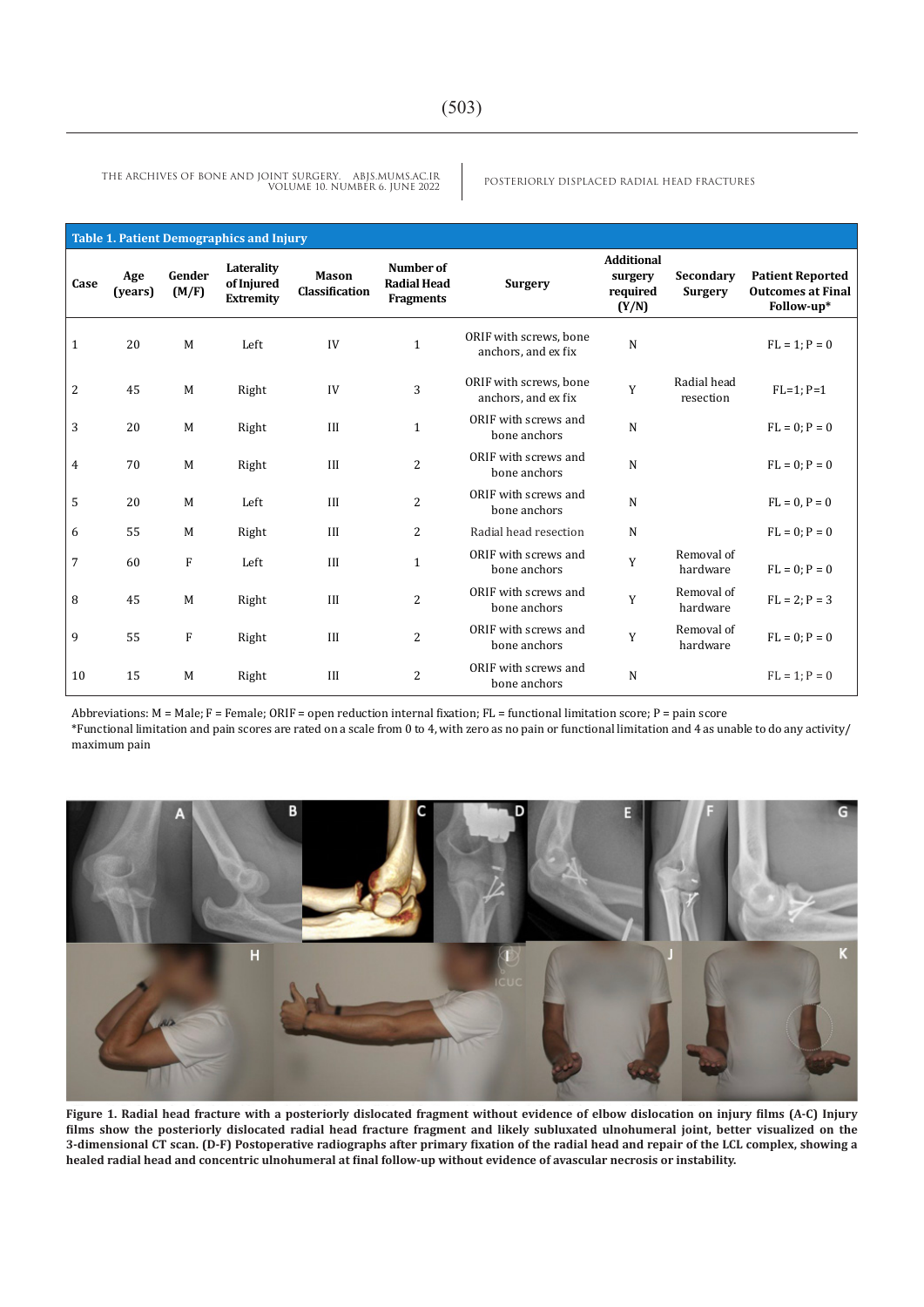**Table 1. Patient Demographics and Injury**

| Case | Age (years) | Gender (M/F) | Laterality of Injured Extremity | Mason Classification | Number of Radial Head Fragments | Surgery | Additional surgery required (Y/N) | Secondary Surgery | Patient Reported Outcomes at Final Follow-up* |
|---|---|---|---|---|---|---|---|---|---|
| 1 | 20 | M | Left | IV | 1 | ORIF with screws, bone anchors, and ex fix | N | | FL = 1; P = 0 |
| 2 | 45 | M | Right | IV | 3 | ORIF with screws, bone anchors, and ex fix | Y | Radial head resection | FL=1; P=1 |
| 3 | 20 | M | Right | III | 1 | ORIF with screws and bone anchors | N | | FL = 0; P = 0 |
| 4 | 70 | M | Right | III | 2 | ORIF with screws and bone anchors | N | | FL = 0; P = 0 |
| 5 | 20 | M | Left | III | 2 | ORIF with screws and bone anchors | N | | FL = 0, P = 0 |
| 6 | 55 | M | Right | III | 2 | Radial head resection | N | | FL = 0; P = 0 |
| 7 | 60 | F | Left | III | 1 | ORIF with screws and bone anchors | Y | Removal of hardware | FL = 0; P = 0 |
| 8 | 45 | M | Right | III | 2 | ORIF with screws and bone anchors | Y | Removal of hardware | FL = 2; P = 3 |
| 9 | 55 | F | Right | III | 2 | ORIF with screws and bone anchors | Y | Removal of hardware | FL = 0; P = 0 |
| 10 | 15 | M | Right | III | 2 | ORIF with screws and bone anchors | N | | FL = 1; P = 0 |

Abbreviations: M = Male; F = Female; ORIF = open reduction internal fixation; FL = functional limitation score; P = pain score
*Functional limitation and pain scores are rated on a scale from 0 to 4, with zero as no pain or functional limitation and 4 as unable to do any activity/maximum pain

**Figure 1. Radial head fracture with a posteriorly dislocated fragment without evidence of elbow dislocation on injury films (A-C) Injury films show the posteriorly dislocated radial head fracture fragment and likely subluxated ulnohumeral joint, better visualized on the 3-dimensional CT scan. (D-F) Postoperative radiographs after primary fixation of the radial head and repair of the LCL complex, showing a healed radial head and concentric ulnohumeral at final follow-up without evidence of avascular necrosis or instability.**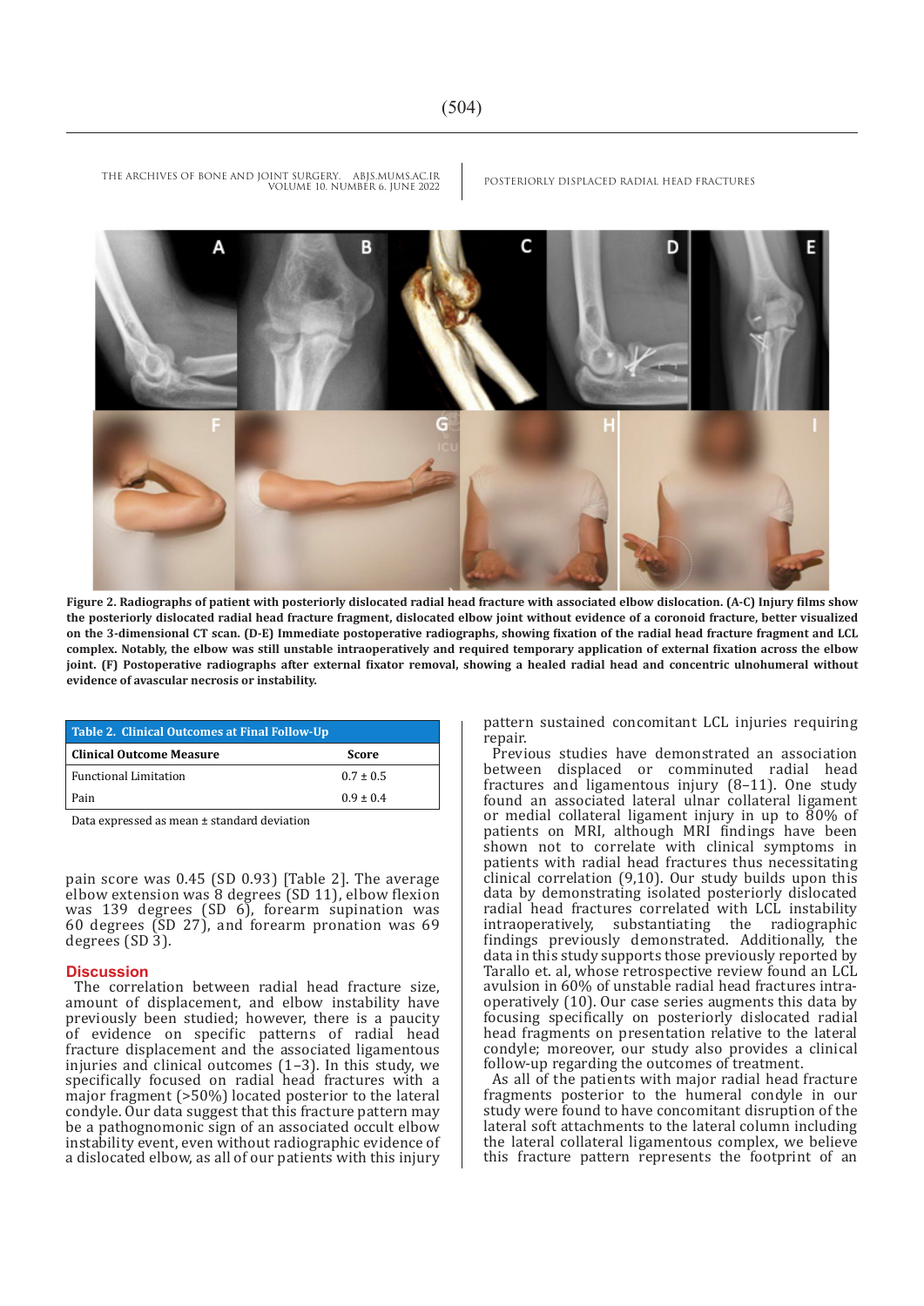**Figure 2. Radiographs of patient with posteriorly dislocated radial head fracture with associated elbow dislocation. (A-C) Injury films show the posteriorly dislocated radial head fracture fragment, dislocated elbow joint without evidence of a coronoid fracture, better visualized on the 3-dimensional CT scan. (D-E) Immediate postoperative radiographs, showing fixation of the radial head fracture fragment and LCL complex. Notably, the elbow was still unstable intraoperatively and required temporary application of external fixation across the elbow joint. (F) Postoperative radiographs after external fixator removal, showing a healed radial head and concentric ulnohumeral without evidence of avascular necrosis or instability.**

**Table 2. Clinical Outcomes at Final Follow-Up**

| Clinical Outcome Measure | Score |
|---|---|
| Functional Limitation | 0.7 ± 0.5 |
| Pain | 0.9 ± 0.4 |

Data expressed as mean ± standard deviation

pain score was 0.45 (SD 0.93) [Table 2]. The average elbow extension was 8 degrees (SD 11), elbow flexion was 139 degrees (SD 6), forearm supination was 60 degrees (SD 27), and forearm pronation was 69 degrees (SD 3).

## Discussion

The correlation between radial head fracture size, amount of displacement, and elbow instability have previously been studied; however, there is a paucity of evidence on specific patterns of radial head fracture displacement and the associated ligamentous injuries and clinical outcomes (1–3). In this study, we specifically focused on radial head fractures with a major fragment (>50%) located posterior to the lateral condyle. Our data suggest that this fracture pattern may be a pathognomonic sign of an associated occult elbow instability event, even without radiographic evidence of a dislocated elbow, as all of our patients with this injury pattern sustained concomitant LCL injuries requiring repair.

Previous studies have demonstrated an association between displaced or comminuted radial head fractures and ligamentous injury (8–11). One study found an associated lateral ulnar collateral ligament or medial collateral ligament injury in up to 80% of patients on MRI, although MRI findings have been shown not to correlate with clinical symptoms in patients with radial head fractures thus necessitating clinical correlation (9,10). Our study builds upon this data by demonstrating isolated posteriorly dislocated radial head fractures correlated with LCL instability intraoperatively, substantiating the radiographic findings previously demonstrated. Additionally, the data in this study supports those previously reported by Tarallo et. al, whose retrospective review found an LCL avulsion in 60% of unstable radial head fractures intraoperatively (10). Our case series augments this data by focusing specifically on posteriorly dislocated radial head fragments on presentation relative to the lateral condyle; moreover, our study also provides a clinical follow-up regarding the outcomes of treatment.

As all of the patients with major radial head fracture fragments posterior to the humeral condyle in our study were found to have concomitant disruption of the lateral soft attachments to the lateral column including the lateral collateral ligamentous complex, we believe this fracture pattern represents the footprint of an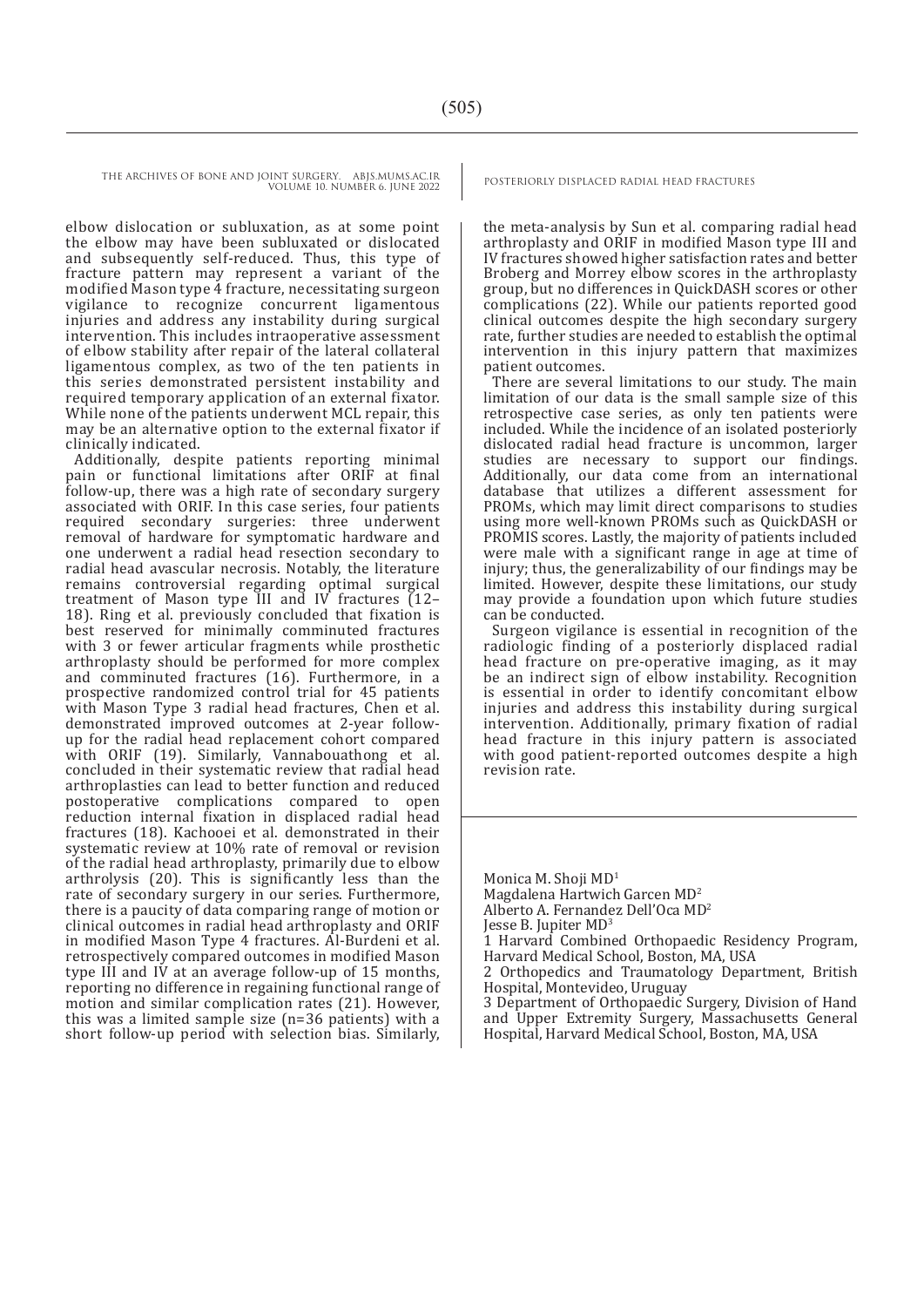elbow dislocation or subluxation, as at some point the elbow may have been subluxated or dislocated and subsequently self-reduced. Thus, this type of fracture pattern may represent a variant of the modified Mason type 4 fracture, necessitating surgeon vigilance to recognize concurrent ligamentous injuries and address any instability during surgical intervention. This includes intraoperative assessment of elbow stability after repair of the lateral collateral ligamentous complex, as two of the ten patients in this series demonstrated persistent instability and required temporary application of an external fixator. While none of the patients underwent MCL repair, this may be an alternative option to the external fixator if clinically indicated.

Additionally, despite patients reporting minimal pain or functional limitations after ORIF at final follow-up, there was a high rate of secondary surgery associated with ORIF. In this case series, four patients required secondary surgeries: three underwent removal of hardware for symptomatic hardware and one underwent a radial head resection secondary to radial head avascular necrosis. Notably, the literature remains controversial regarding optimal surgical treatment of Mason type III and IV fractures (12–18). Ring et al. previously concluded that fixation is best reserved for minimally comminuted fractures with 3 or fewer articular fragments while prosthetic arthroplasty should be performed for more complex and comminuted fractures (16). Furthermore, in a prospective randomized control trial for 45 patients with Mason Type 3 radial head fractures, Chen et al. demonstrated improved outcomes at 2-year follow-up for the radial head replacement cohort compared with ORIF (19). Similarly, Vannabouathong et al. concluded in their systematic review that radial head arthroplasties can lead to better function and reduced postoperative complications compared to open reduction internal fixation in displaced radial head fractures (18). Kachooei et al. demonstrated in their systematic review at 10% rate of removal or revision of the radial head arthroplasty, primarily due to elbow arthrolysis (20). This is significantly less than the rate of secondary surgery in our series. Furthermore, there is a paucity of data comparing range of motion or clinical outcomes in radial head arthroplasty and ORIF in modified Mason Type 4 fractures. Al-Burdeni et al. retrospectively compared outcomes in modified Mason type III and IV at an average follow-up of 15 months, reporting no difference in regaining functional range of motion and similar complication rates (21). However, this was a limited sample size (n=36 patients) with a short follow-up period with selection bias. Similarly, the meta-analysis by Sun et al. comparing radial head arthroplasty and ORIF in modified Mason type III and IV fractures showed higher satisfaction rates and better Broberg and Morrey elbow scores in the arthroplasty group, but no differences in QuickDASH scores or other complications (22). While our patients reported good clinical outcomes despite the high secondary surgery rate, further studies are needed to establish the optimal intervention in this injury pattern that maximizes patient outcomes.

There are several limitations to our study. The main limitation of our data is the small sample size of this retrospective case series, as only ten patients were included. While the incidence of an isolated posteriorly dislocated radial head fracture is uncommon, larger studies are necessary to support our findings. Additionally, our data come from an international database that utilizes a different assessment for PROMs, which may limit direct comparisons to studies using more well-known PROMs such as QuickDASH or PROMIS scores. Lastly, the majority of patients included were male with a significant range in age at time of injury; thus, the generalizability of our findings may be limited. However, despite these limitations, our study may provide a foundation upon which future studies can be conducted.

Surgeon vigilance is essential in recognition of the radiologic finding of a posteriorly displaced radial head fracture on pre-operative imaging, as it may be an indirect sign of elbow instability. Recognition is essential in order to identify concomitant elbow injuries and address this instability during surgical intervention. Additionally, primary fixation of radial head fracture in this injury pattern is associated with good patient-reported outcomes despite a high revision rate.

Monica M. Shoji MD[1]
Magdalena Hartwich Garcen MD[2]
Alberto A. Fernandez Dell'Oca MD[2]
Jesse B. Jupiter MD[3]

1 Harvard Combined Orthopaedic Residency Program, Harvard Medical School, Boston, MA, USA

2 Orthopedics and Traumatology Department, British Hospital, Montevideo, Uruguay

3 Department of Orthopaedic Surgery, Division of Hand and Upper Extremity Surgery, Massachusetts General Hospital, Harvard Medical School, Boston, MA, USA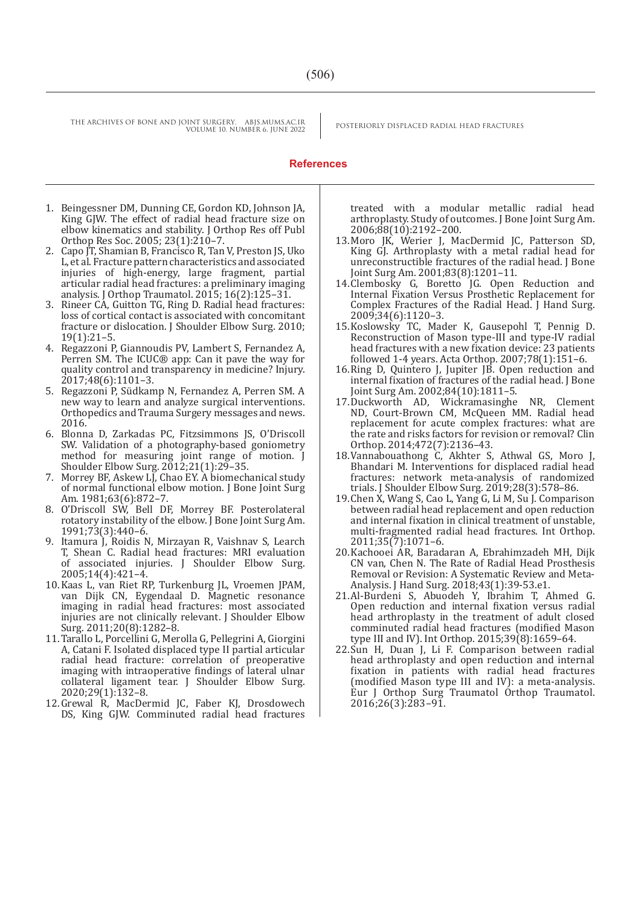## References

1. Beingessner DM, Dunning CE, Gordon KD, Johnson JA, King GJW. The effect of radial head fracture size on elbow kinematics and stability. J Orthop Res off Publ Orthop Res Soc. 2005; 23(1):210–7.
2. Capo JT, Shamian B, Francisco R, Tan V, Preston JS, Uko L, et al. Fracture pattern characteristics and associated injuries of high-energy, large fragment, partial articular radial head fractures: a preliminary imaging analysis. J Orthop Traumatol. 2015; 16(2):125–31.
3. Rineer CA, Guitton TG, Ring D. Radial head fractures: loss of cortical contact is associated with concomitant fracture or dislocation. J Shoulder Elbow Surg. 2010; 19(1):21–5.
4. Regazzoni P, Giannoudis PV, Lambert S, Fernandez A, Perren SM. The ICUC® app: Can it pave the way for quality control and transparency in medicine? Injury. 2017;48(6):1101–3.
5. Regazzoni P, Südkamp N, Fernandez A, Perren SM. A new way to learn and analyze surgical interventions. Orthopedics and Trauma Surgery messages and news. 2016.
6. Blonna D, Zarkadas PC, Fitzsimmons JS, O'Driscoll SW. Validation of a photography-based goniometry method for measuring joint range of motion. J Shoulder Elbow Surg. 2012;21(1):29–35.
7. Morrey BF, Askew LJ, Chao EY. A biomechanical study of normal functional elbow motion. J Bone Joint Surg Am. 1981;63(6):872–7.
8. O'Driscoll SW, Bell DF, Morrey BF. Posterolateral rotatory instability of the elbow. J Bone Joint Surg Am. 1991;73(3):440–6.
9. Itamura J, Roidis N, Mirzayan R, Vaishnav S, Learch T, Shean C. Radial head fractures: MRI evaluation of associated injuries. J Shoulder Elbow Surg. 2005;14(4):421–4.
10. Kaas L, van Riet RP, Turkenburg JL, Vroemen JPAM, van Dijk CN, Eygendaal D. Magnetic resonance imaging in radial head fractures: most associated injuries are not clinically relevant. J Shoulder Elbow Surg. 2011;20(8):1282–8.
11. Tarallo L, Porcellini G, Merolla G, Pellegrini A, Giorgini A, Catani F. Isolated displaced type II partial articular radial head fracture: correlation of preoperative imaging with intraoperative findings of lateral ulnar collateral ligament tear. J Shoulder Elbow Surg. 2020;29(1):132–8.
12. Grewal R, MacDermid JC, Faber KJ, Drosdowech DS, King GJW. Comminuted radial head fractures treated with a modular metallic radial head arthroplasty. Study of outcomes. J Bone Joint Surg Am. 2006;88(10):2192–200.
13. Moro JK, Werier J, MacDermid JC, Patterson SD, King GJ. Arthroplasty with a metal radial head for unreconstructible fractures of the radial head. J Bone Joint Surg Am. 2001;83(8):1201–11.
14. Clembosky G, Boretto JG. Open Reduction and Internal Fixation Versus Prosthetic Replacement for Complex Fractures of the Radial Head. J Hand Surg. 2009;34(6):1120–3.
15. Koslowsky TC, Mader K, Gausepohl T, Pennig D. Reconstruction of Mason type-III and type-IV radial head fractures with a new fixation device: 23 patients followed 1-4 years. Acta Orthop. 2007;78(1):151–6.
16. Ring D, Quintero J, Jupiter JB. Open reduction and internal fixation of fractures of the radial head. J Bone Joint Surg Am. 2002;84(10):1811–5.
17. Duckworth AD, Wickramasinghe NR, Clement ND, Court-Brown CM, McQueen MM. Radial head replacement for acute complex fractures: what are the rate and risks factors for revision or removal? Clin Orthop. 2014;472(7):2136–43.
18. Vannabouathong C, Akhter S, Athwal GS, Moro J, Bhandari M. Interventions for displaced radial head fractures: network meta-analysis of randomized trials. J Shoulder Elbow Surg. 2019;28(3):578–86.
19. Chen X, Wang S, Cao L, Yang G, Li M, Su J. Comparison between radial head replacement and open reduction and internal fixation in clinical treatment of unstable, multi-fragmented radial head fractures. Int Orthop. 2011;35(7):1071–6.
20. Kachooei AR, Baradaran A, Ebrahimzadeh MH, Dijk CN van, Chen N. The Rate of Radial Head Prosthesis Removal or Revision: A Systematic Review and Meta-Analysis. J Hand Surg. 2018;43(1):39-53.e1.
21. Al-Burdeni S, Abuodeh Y, Ibrahim T, Ahmed G. Open reduction and internal fixation versus radial head arthroplasty in the treatment of adult closed comminuted radial head fractures (modified Mason type III and IV). Int Orthop. 2015;39(8):1659–64.
22. Sun H, Duan J, Li F. Comparison between radial head arthroplasty and open reduction and internal fixation in patients with radial head fractures (modified Mason type III and IV): a meta-analysis. Eur J Orthop Surg Traumatol Orthop Traumatol. 2016;26(3):283–91.